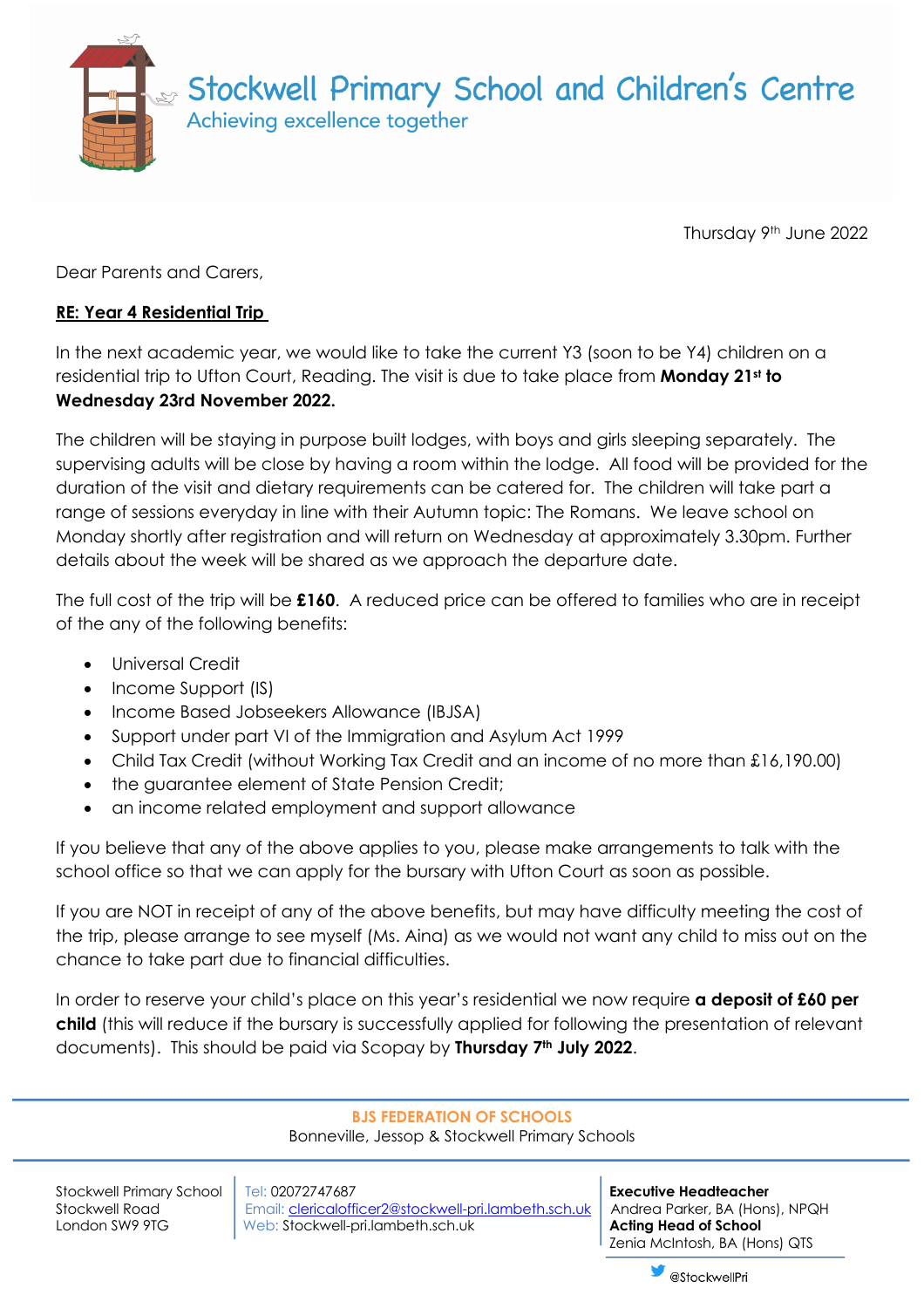# Stockwell Primary School and Children's Centre

Achieving excellence together

Thursday 9th June 2022

Dear Parents and Carers,

**RE: Year 4 Residential Trip**

In the next academic year, we would like to take the current Y3 (soon to be Y4) children on a residential trip to Ufton Court, Reading. The visit is due to take place from **Monday 21st to Wednesday 23rd November 2022.**

The children will be staying in purpose built lodges, with boys and girls sleeping separately. The supervising adults will be close by having a room within the lodge. All food will be provided for the duration of the visit and dietary requirements can be catered for. The children will take part a range of sessions everyday in line with their Autumn topic: The Romans. We leave school on Monday shortly after registration and will return on Wednesday at approximately 3.30pm. Further details about the week will be shared as we approach the departure date.

The full cost of the trip will be **£160**. A reduced price can be offered to families who are in receipt of the any of the following benefits:

- Universal Credit
- Income Support (IS)
- Income Based Jobseekers Allowance (IBJSA)
- Support under part VI of the Immigration and Asylum Act 1999
- Child Tax Credit (without Working Tax Credit and an income of no more than £16,190.00)
- the guarantee element of State Pension Credit;
- an income related employment and support allowance

If you believe that any of the above applies to you, please make arrangements to talk with the school office so that we can apply for the bursary with Ufton Court as soon as possible.

If you are NOT in receipt of any of the above benefits, but may have difficulty meeting the cost of the trip, please arrange to see myself (Ms. Aina) as we would not want any child to miss out on the chance to take part due to financial difficulties.

In order to reserve your child's place on this year's residential we now require **a deposit of £60 per child** (this will reduce if the bursary is successfully applied for following the presentation of relevant documents). This should be paid via Scopay by **Thursday 7th July 2022**.

**BJS FEDERATION OF SCHOOLS**
Bonneville, Jessop & Stockwell Primary Schools

Stockwell Primary School
Stockwell Road
London SW9 9TG

Tel: 02072747687
Email: clericalofficer2@stockwell-pri.lambeth.sch.uk
Web: Stockwell-pri.lambeth.sch.uk

**Executive Headteacher**
Andrea Parker, BA (Hons), NPQH
**Acting Head of School**
Zenia McIntosh, BA (Hons) QTS

@StockwellPri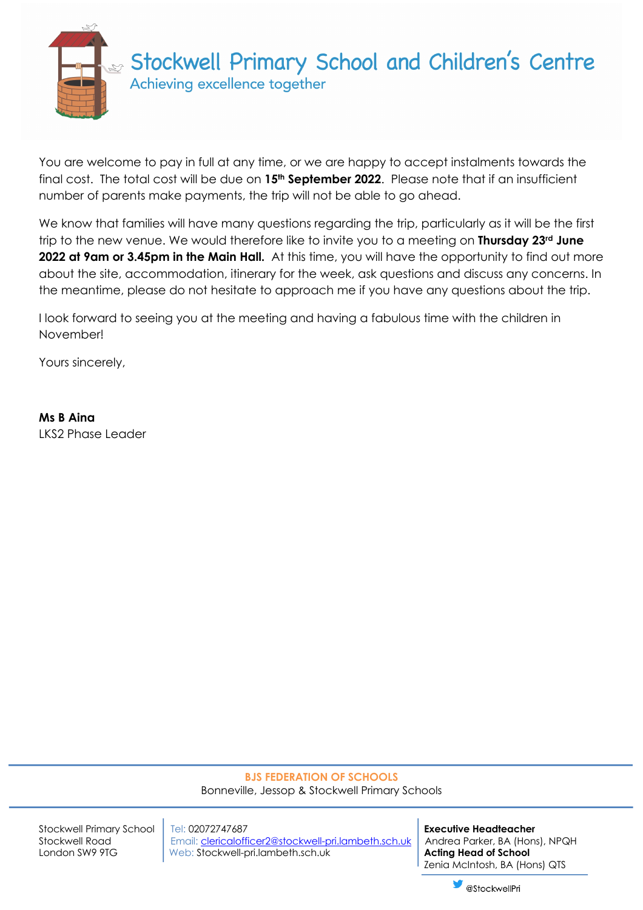Stockwell Primary School and Children's Centre

Achieving excellence together

You are welcome to pay in full at any time, or we are happy to accept instalments towards the final cost. The total cost will be due on **15th September 2022**. Please note that if an insufficient number of parents make payments, the trip will not be able to go ahead.

We know that families will have many questions regarding the trip, particularly as it will be the first trip to the new venue. We would therefore like to invite you to a meeting on **Thursday 23rd June 2022 at 9am or 3.45pm in the Main Hall.** At this time, you will have the opportunity to find out more about the site, accommodation, itinerary for the week, ask questions and discuss any concerns. In the meantime, please do not hesitate to approach me if you have any questions about the trip.

I look forward to seeing you at the meeting and having a fabulous time with the children in November!

Yours sincerely,

**Ms B Aina**
LKS2 Phase Leader

BJS FEDERATION OF SCHOOLS
Bonneville, Jessop & Stockwell Primary Schools

Stockwell Primary School
Stockwell Road
London SW9 9TG

Tel: 02072747687
Email: clericalofficer2@stockwell-pri.lambeth.sch.uk
Web: Stockwell-pri.lambeth.sch.uk

**Executive Headteacher**
Andrea Parker, BA (Hons), NPQH
**Acting Head of School**
Zenia McIntosh, BA (Hons) QTS

@StockwellPri